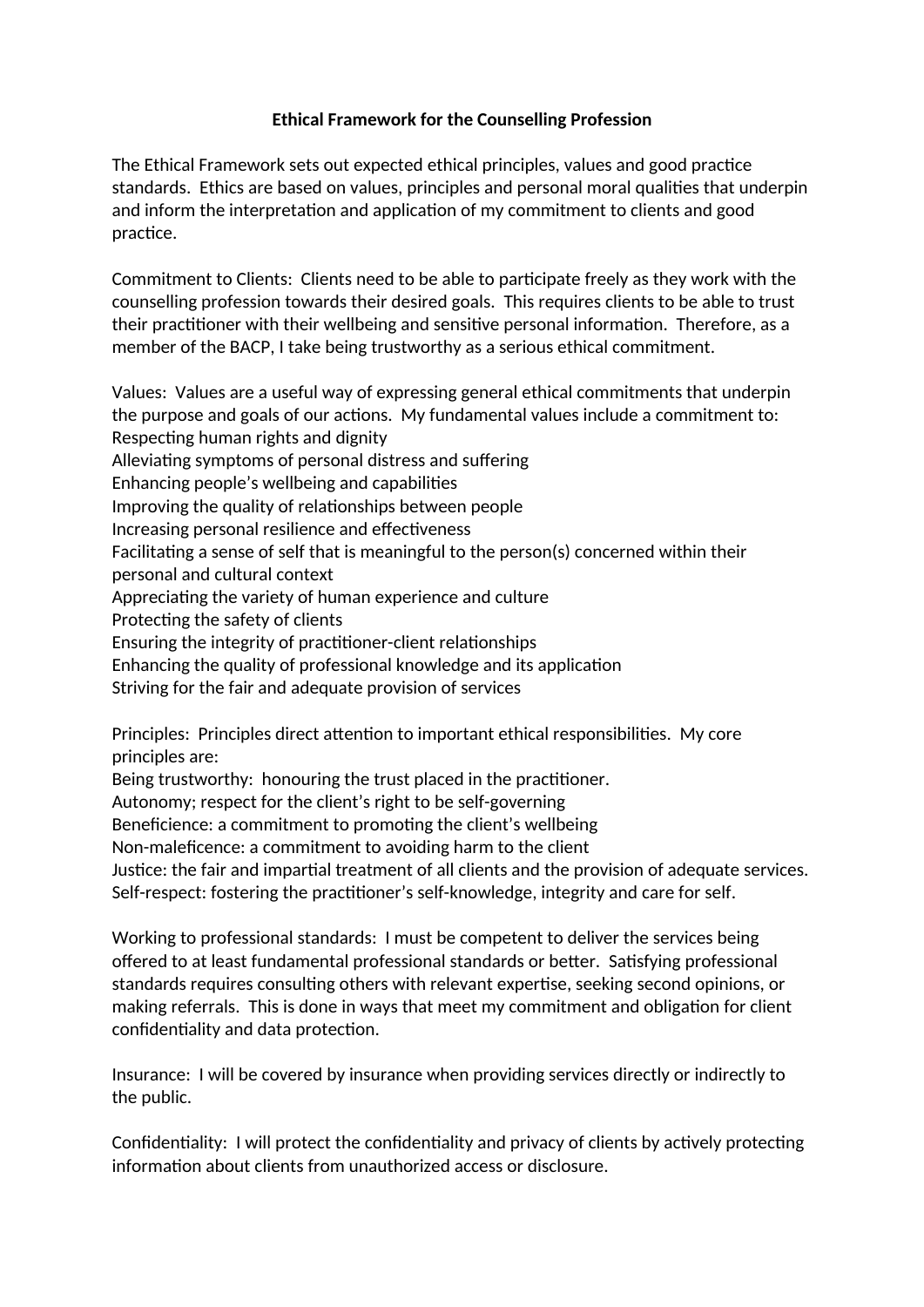**Ethical Framework for the Counselling Profession**

The Ethical Framework sets out expected ethical principles, values and good practice standards.  Ethics are based on values, principles and personal moral qualities that underpin and inform the interpretation and application of my commitment to clients and good practice.

Commitment to Clients:  Clients need to be able to participate freely as they work with the counselling profession towards their desired goals.  This requires clients to be able to trust their practitioner with their wellbeing and sensitive personal information.  Therefore, as a member of the BACP, I take being trustworthy as a serious ethical commitment.

Values:  Values are a useful way of expressing general ethical commitments that underpin the purpose and goals of our actions.  My fundamental values include a commitment to:
Respecting human rights and dignity
Alleviating symptoms of personal distress and suffering
Enhancing people's wellbeing and capabilities
Improving the quality of relationships between people
Increasing personal resilience and effectiveness
Facilitating a sense of self that is meaningful to the person(s) concerned within their personal and cultural context
Appreciating the variety of human experience and culture
Protecting the safety of clients
Ensuring the integrity of practitioner-client relationships
Enhancing the quality of professional knowledge and its application
Striving for the fair and adequate provision of services

Principles:  Principles direct attention to important ethical responsibilities.  My core principles are:
Being trustworthy:  honouring the trust placed in the practitioner.
Autonomy; respect for the client's right to be self-governing
Beneficience: a commitment to promoting the client's wellbeing
Non-maleficence: a commitment to avoiding harm to the client
Justice: the fair and impartial treatment of all clients and the provision of adequate services.
Self-respect: fostering the practitioner's self-knowledge, integrity and care for self.

Working to professional standards:  I must be competent to deliver the services being offered to at least fundamental professional standards or better.  Satisfying professional standards requires consulting others with relevant expertise, seeking second opinions, or making referrals.  This is done in ways that meet my commitment and obligation for client confidentiality and data protection.

Insurance:  I will be covered by insurance when providing services directly or indirectly to the public.

Confidentiality:  I will protect the confidentiality and privacy of clients by actively protecting information about clients from unauthorized access or disclosure.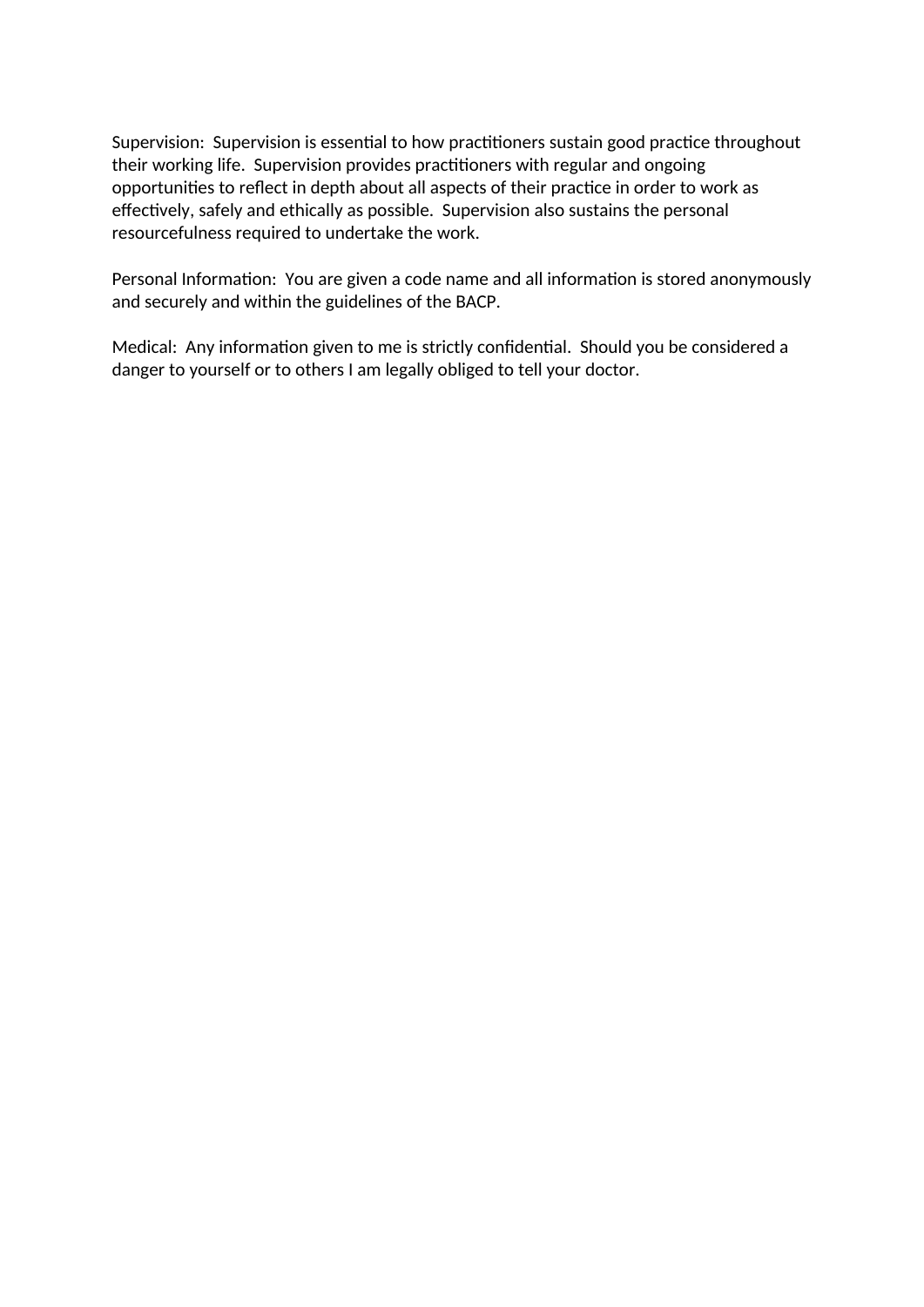Supervision: Supervision is essential to how practitioners sustain good practice throughout their working life. Supervision provides practitioners with regular and ongoing opportunities to reflect in depth about all aspects of their practice in order to work as effectively, safely and ethically as possible. Supervision also sustains the personal resourcefulness required to undertake the work.

Personal Information: You are given a code name and all information is stored anonymously and securely and within the guidelines of the BACP.

Medical: Any information given to me is strictly confidential. Should you be considered a danger to yourself or to others I am legally obliged to tell your doctor.